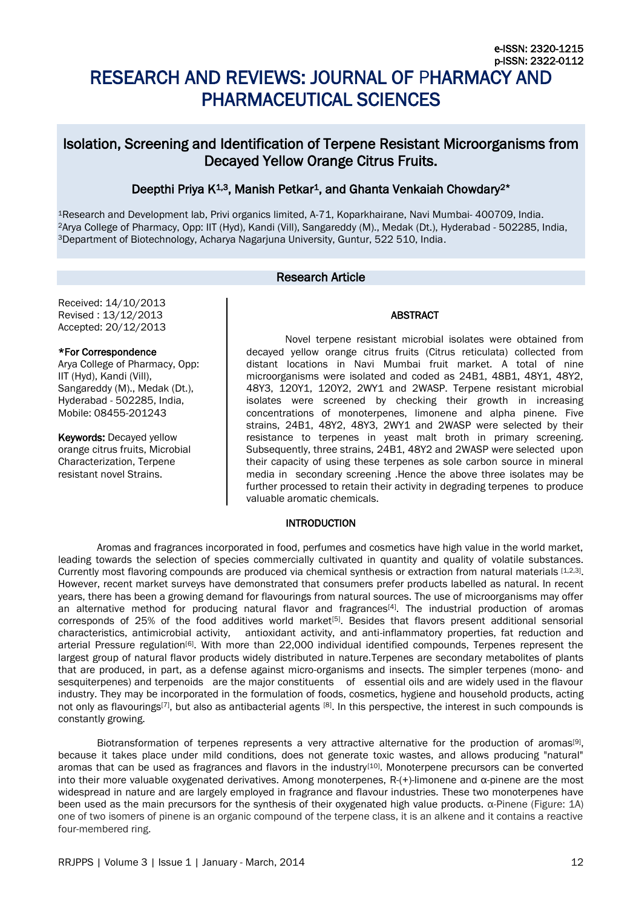e-ISSN: 2320-1215
p-ISSN: 2322-0112

# RESEARCH AND REVIEWS: JOURNAL OF PHARMACY AND PHARMACEUTICAL SCIENCES

## Isolation, Screening and Identification of Terpene Resistant Microorganisms from Decayed Yellow Orange Citrus Fruits.

**Deepthi Priya K[1,3], Manish Petkar[1], and Ghanta Venkaiah Chowdary[2]***

[1]Research and Development lab, Privi organics limited, A-71, Koparkhairane, Navi Mumbai- 400709, India.
[2]Arya College of Pharmacy, Opp: IIT (Hyd), Kandi (Vill), Sangareddy (M)., Medak (Dt.), Hyderabad - 502285, India,
[3]Department of Biotechnology, Acharya Nagarjuna University, Guntur, 522 510, India.

**Research Article**

Received: 14/10/2013
Revised : 13/12/2013
Accepted: 20/12/2013

**\*For Correspondence**

Arya College of Pharmacy, Opp: IIT (Hyd), Kandi (Vill), Sangareddy (M)., Medak (Dt.), Hyderabad - 502285, India, Mobile: 08455-201243

**Keywords:** Decayed yellow orange citrus fruits, Microbial Characterization, Terpene resistant novel Strains.

### ABSTRACT

Novel terpene resistant microbial isolates were obtained from decayed yellow orange citrus fruits (Citrus reticulata) collected from distant locations in Navi Mumbai fruit market. A total of nine microorganisms were isolated and coded as 24B1, 48B1, 48Y1, 48Y2, 48Y3, 120Y1, 120Y2, 2WY1 and 2WASP. Terpene resistant microbial isolates were screened by checking their growth in increasing concentrations of monoterpenes, limonene and alpha pinene. Five strains, 24B1, 48Y2, 48Y3, 2WY1 and 2WASP were selected by their resistance to terpenes in yeast malt broth in primary screening. Subsequently, three strains, 24B1, 48Y2 and 2WASP were selected upon their capacity of using these terpenes as sole carbon source in mineral media in secondary screening .Hence the above three isolates may be further processed to retain their activity in degrading terpenes to produce valuable aromatic chemicals.

### INTRODUCTION

Aromas and fragrances incorporated in food, perfumes and cosmetics have high value in the world market, leading towards the selection of species commercially cultivated in quantity and quality of volatile substances. Currently most flavoring compounds are produced via chemical synthesis or extraction from natural materials [1,2,3]. However, recent market surveys have demonstrated that consumers prefer products labelled as natural. In recent years, there has been a growing demand for flavourings from natural sources. The use of microorganisms may offer an alternative method for producing natural flavor and fragrances[4]. The industrial production of aromas corresponds of 25% of the food additives world market[5]. Besides that flavors present additional sensorial characteristics, antimicrobial activity, antioxidant activity, and anti-inflammatory properties, fat reduction and arterial Pressure regulation[6]. With more than 22,000 individual identified compounds, Terpenes represent the largest group of natural flavor products widely distributed in nature.Terpenes are secondary metabolites of plants that are produced, in part, as a defense against micro-organisms and insects. The simpler terpenes (mono- and sesquiterpenes) and terpenoids are the major constituents of essential oils and are widely used in the flavour industry. They may be incorporated in the formulation of foods, cosmetics, hygiene and household products, acting not only as flavourings[7], but also as antibacterial agents [8]. In this perspective, the interest in such compounds is constantly growing.

Biotransformation of terpenes represents a very attractive alternative for the production of aromas[9], because it takes place under mild conditions, does not generate toxic wastes, and allows producing "natural" aromas that can be used as fragrances and flavors in the industry[10]. Monoterpene precursors can be converted into their more valuable oxygenated derivatives. Among monoterpenes, R-(+)-limonene and α-pinene are the most widespread in nature and are largely employed in fragrance and flavour industries. These two monoterpenes have been used as the main precursors for the synthesis of their oxygenated high value products. α-Pinene (Figure: 1A) one of two isomers of pinene is an organic compound of the terpene class, it is an alkene and it contains a reactive four-membered ring.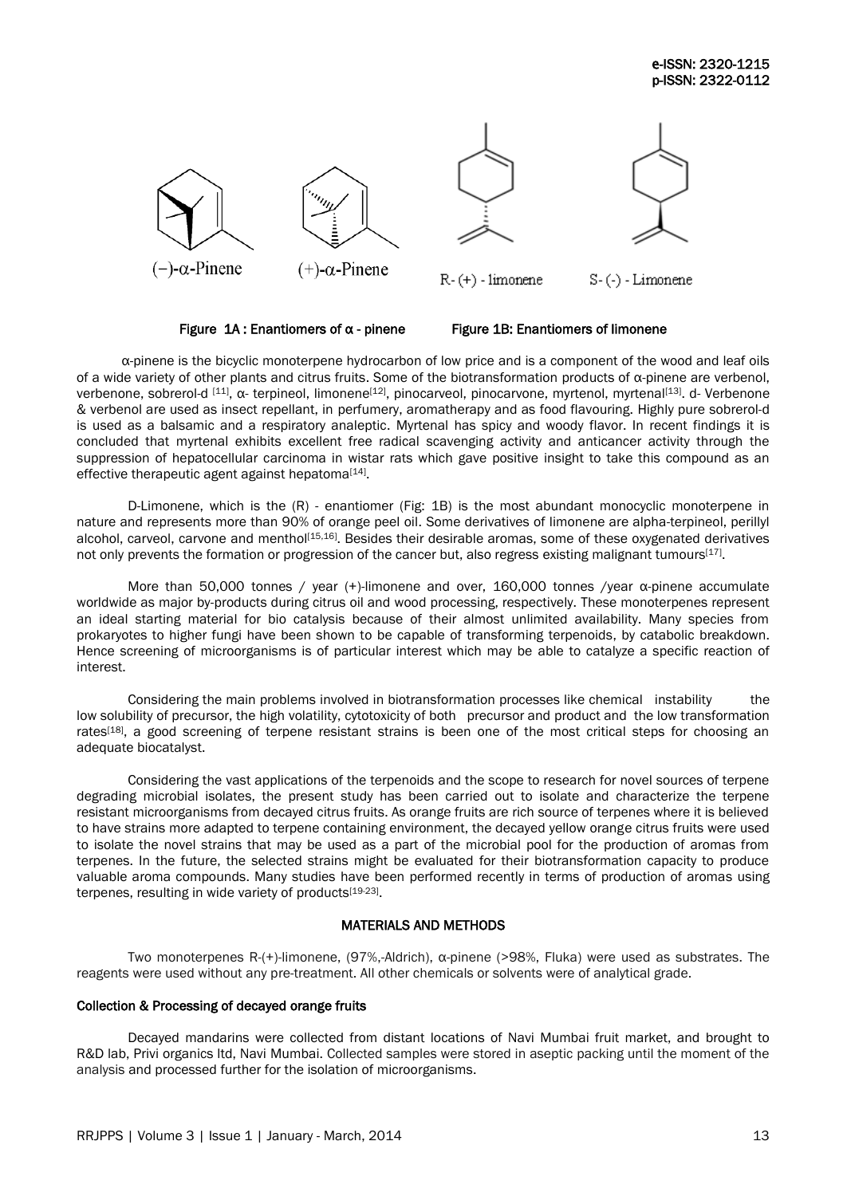(−)-α-Pinene (+)-α-Pinene R-(+) - limonene S-(-) - Limonene

**Figure 1A : Enantiomers of α - pinene** **Figure 1B: Enantiomers of limonene**

α-pinene is the bicyclic monoterpene hydrocarbon of low price and is a component of the wood and leaf oils of a wide variety of other plants and citrus fruits. Some of the biotransformation products of α-pinene are verbenol, verbenone, sobrerol-d [11], α- terpineol, limonene[12], pinocarveol, pinocarvone, myrtenol, myrtenal[13]. d- Verbenone & verbenol are used as insect repellant, in perfumery, aromatherapy and as food flavouring. Highly pure sobrerol-d is used as a balsamic and a respiratory analeptic. Myrtenal has spicy and woody flavor. In recent findings it is concluded that myrtenal exhibits excellent free radical scavenging activity and anticancer activity through the suppression of hepatocellular carcinoma in wistar rats which gave positive insight to take this compound as an effective therapeutic agent against hepatoma[14].

D-Limonene, which is the (R) - enantiomer (Fig: 1B) is the most abundant monocyclic monoterpene in nature and represents more than 90% of orange peel oil. Some derivatives of limonene are alpha-terpineol, perillyl alcohol, carveol, carvone and menthol[15,16]. Besides their desirable aromas, some of these oxygenated derivatives not only prevents the formation or progression of the cancer but, also regress existing malignant tumours[17].

More than 50,000 tonnes / year (+)-limonene and over, 160,000 tonnes /year α-pinene accumulate worldwide as major by-products during citrus oil and wood processing, respectively. These monoterpenes represent an ideal starting material for bio catalysis because of their almost unlimited availability. Many species from prokaryotes to higher fungi have been shown to be capable of transforming terpenoids, by catabolic breakdown. Hence screening of microorganisms is of particular interest which may be able to catalyze a specific reaction of interest.

Considering the main problems involved in biotransformation processes like chemical instability the low solubility of precursor, the high volatility, cytotoxicity of both precursor and product and the low transformation rates[18], a good screening of terpene resistant strains is been one of the most critical steps for choosing an adequate biocatalyst.

Considering the vast applications of the terpenoids and the scope to research for novel sources of terpene degrading microbial isolates, the present study has been carried out to isolate and characterize the terpene resistant microorganisms from decayed citrus fruits. As orange fruits are rich source of terpenes where it is believed to have strains more adapted to terpene containing environment, the decayed yellow orange citrus fruits were used to isolate the novel strains that may be used as a part of the microbial pool for the production of aromas from terpenes. In the future, the selected strains might be evaluated for their biotransformation capacity to produce valuable aroma compounds. Many studies have been performed recently in terms of production of aromas using terpenes, resulting in wide variety of products[19-23].

## MATERIALS AND METHODS

Two monoterpenes R-(+)-limonene, (97%,-Aldrich), α-pinene (>98%, Fluka) were used as substrates. The reagents were used without any pre-treatment. All other chemicals or solvents were of analytical grade.

### Collection & Processing of decayed orange fruits

Decayed mandarins were collected from distant locations of Navi Mumbai fruit market, and brought to R&D lab, Privi organics ltd, Navi Mumbai. Collected samples were stored in aseptic packing until the moment of the analysis and processed further for the isolation of microorganisms.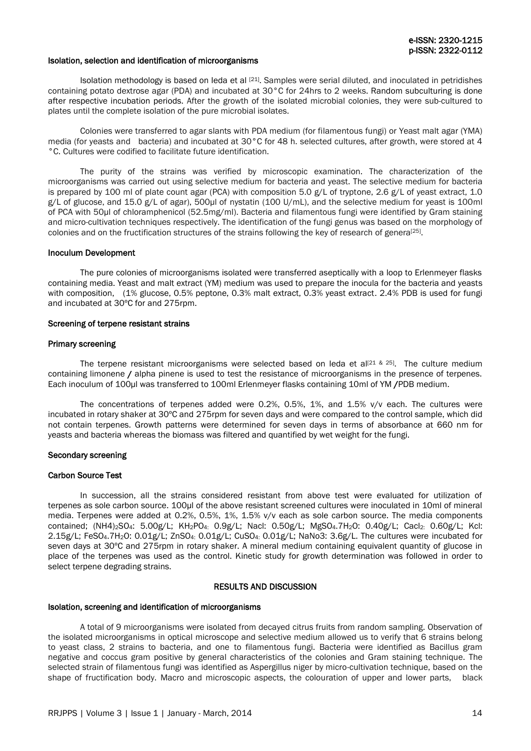### Isolation, selection and identification of microorganisms

Isolation methodology is based on Ieda et al [21]. Samples were serial diluted, and inoculated in petridishes containing potato dextrose agar (PDA) and incubated at 30°C for 24hrs to 2 weeks. Random subculturing is done after respective incubation periods. After the growth of the isolated microbial colonies, they were sub-cultured to plates until the complete isolation of the pure microbial isolates.

Colonies were transferred to agar slants with PDA medium (for filamentous fungi) or Yeast malt agar (YMA) media (for yeasts and bacteria) and incubated at 30°C for 48 h. selected cultures, after growth, were stored at 4 °C. Cultures were codified to facilitate future identification.

The purity of the strains was verified by microscopic examination. The characterization of the microorganisms was carried out using selective medium for bacteria and yeast. The selective medium for bacteria is prepared by 100 ml of plate count agar (PCA) with composition 5.0 g/L of tryptone, 2.6 g/L of yeast extract, 1.0 g/L of glucose, and 15.0 g/L of agar), 500μl of nystatin (100 U/mL), and the selective medium for yeast is 100ml of PCA with 50μl of chloramphenicol (52.5mg/ml). Bacteria and filamentous fungi were identified by Gram staining and micro-cultivation techniques respectively. The identification of the fungi genus was based on the morphology of colonies and on the fructification structures of the strains following the key of research of genera[25].

### Inoculum Development

The pure colonies of microorganisms isolated were transferred aseptically with a loop to Erlenmeyer flasks containing media. Yeast and malt extract (YM) medium was used to prepare the inocula for the bacteria and yeasts with composition, (1% glucose, 0.5% peptone, 0.3% malt extract, 0.3% yeast extract. 2.4% PDB is used for fungi and incubated at 30ºC for and 275rpm.

### Screening of terpene resistant strains

#### Primary screening

The terpene resistant microorganisms were selected based on Ieda et al[21 & 25]. The culture medium containing limonene / alpha pinene is used to test the resistance of microorganisms in the presence of terpenes. Each inoculum of 100μl was transferred to 100ml Erlenmeyer flasks containing 10ml of YM /PDB medium.

The concentrations of terpenes added were 0.2%, 0.5%, 1%, and 1.5% v/v each. The cultures were incubated in rotary shaker at 30ºC and 275rpm for seven days and were compared to the control sample, which did not contain terpenes. Growth patterns were determined for seven days in terms of absorbance at 660 nm for yeasts and bacteria whereas the biomass was filtered and quantified by wet weight for the fungi.

#### Secondary screening

#### Carbon Source Test

In succession, all the strains considered resistant from above test were evaluated for utilization of terpenes as sole carbon source. 100μl of the above resistant screened cultures were inoculated in 10ml of mineral media. Terpenes were added at 0.2%, 0.5%, 1%, 1.5% v/v each as sole carbon source. The media components contained; $(NH_4)_2SO_4$: 5.00g/L; $KH_2PO_4$: 0.9g/L; Nacl: 0.50g/L; $MgSO_4.7H_2O$: 0.40g/L; $Cacl_2$: 0.60g/L; Kcl: 2.15g/L; $FeSO_4.7H_2O$: 0.01g/L; $ZnSO_4$: 0.01g/L; $CuSO_4$: 0.01g/L; $NaNo_3$: 3.6g/L. The cultures were incubated for seven days at 30ºC and 275rpm in rotary shaker. A mineral medium containing equivalent quantity of glucose in place of the terpenes was used as the control. Kinetic study for growth determination was followed in order to select terpene degrading strains.

## RESULTS AND DISCUSSION

### Isolation, screening and identification of microorganisms

A total of 9 microorganisms were isolated from decayed citrus fruits from random sampling. Observation of the isolated microorganisms in optical microscope and selective medium allowed us to verify that 6 strains belong to yeast class, 2 strains to bacteria, and one to filamentous fungi. Bacteria were identified as Bacillus gram negative and coccus gram positive by general characteristics of the colonies and Gram staining technique. The selected strain of filamentous fungi was identified as Aspergillus niger by micro-cultivation technique, based on the shape of fructification body. Macro and microscopic aspects, the colouration of upper and lower parts, black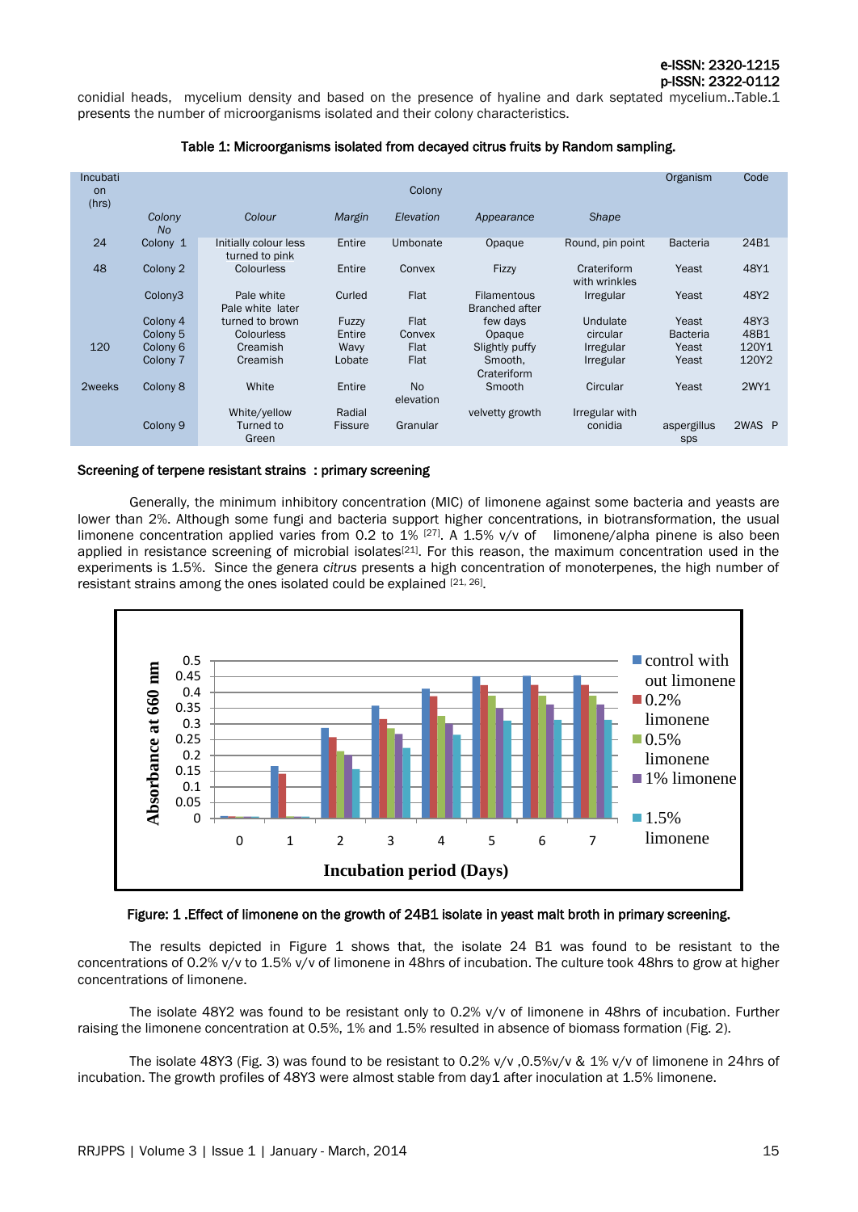conidial heads, mycelium density and based on the presence of hyaline and dark septated mycelium..Table.1 presents the number of microorganisms isolated and their colony characteristics.

**Table 1: Microorganisms isolated from decayed citrus fruits by Random sampling.**

| Incubation (hrs) | Colony | | | | | | Organism | Code |
|---|---|---|---|---|---|---|---|---|
| | *Colony No* | *Colour* | *Margin* | *Elevation* | *Appearance* | *Shape* | | |
| 24 | Colony 1 | Initially colour less turned to pink | Entire | Umbonate | Opaque | Round, pin point | Bacteria | 24B1 |
| 48 | Colony 2 | Colourless | Entire | Convex | Fizzy | Crateriform with wrinkles | Yeast | 48Y1 |
| | Colony3 | Pale white | Curled | Flat | Filamentous Branched after | Irregular | Yeast | 48Y2 |
| | Colony 4 | Pale white later turned to brown | Fuzzy | Flat | few days | Undulate | Yeast | 48Y3 |
| | Colony 5 | Colourless | Entire | Convex | Opaque | circular | Bacteria | 48B1 |
| 120 | Colony 6 | Creamish | Wavy | Flat | Slightly puffy | Irregular | Yeast | 120Y1 |
| | Colony 7 | Creamish | Lobate | Flat | Smooth, Crateriform | Irregular | Yeast | 120Y2 |
| 2weeks | Colony 8 | White | Entire | No elevation | Smooth | Circular | Yeast | 2WY1 |
| | Colony 9 | White/yellow Turned to Green | Radial Fissure | Granular | velvetty growth | Irregular with conidia | aspergillus sps | 2WAS P |

**Screening of terpene resistant strains : primary screening**

Generally, the minimum inhibitory concentration (MIC) of limonene against some bacteria and yeasts are lower than 2%. Although some fungi and bacteria support higher concentrations, in biotransformation, the usual limonene concentration applied varies from 0.2 to 1% [27]. A 1.5% v/v of limonene/alpha pinene is also been applied in resistance screening of microbial isolates[21]. For this reason, the maximum concentration used in the experiments is 1.5%. Since the genera *citrus* presents a high concentration of monoterpenes, the high number of resistant strains among the ones isolated could be explained [21, 26].

**Figure: 1 .Effect of limonene on the growth of 24B1 isolate in yeast malt broth in primary screening.**

The results depicted in Figure 1 shows that, the isolate 24 B1 was found to be resistant to the concentrations of 0.2% v/v to 1.5% v/v of limonene in 48hrs of incubation. The culture took 48hrs to grow at higher concentrations of limonene.

The isolate 48Y2 was found to be resistant only to 0.2% v/v of limonene in 48hrs of incubation. Further raising the limonene concentration at 0.5%, 1% and 1.5% resulted in absence of biomass formation (Fig. 2).

The isolate 48Y3 (Fig. 3) was found to be resistant to 0.2% v/v ,0.5%v/v & 1% v/v of limonene in 24hrs of incubation. The growth profiles of 48Y3 were almost stable from day1 after inoculation at 1.5% limonene.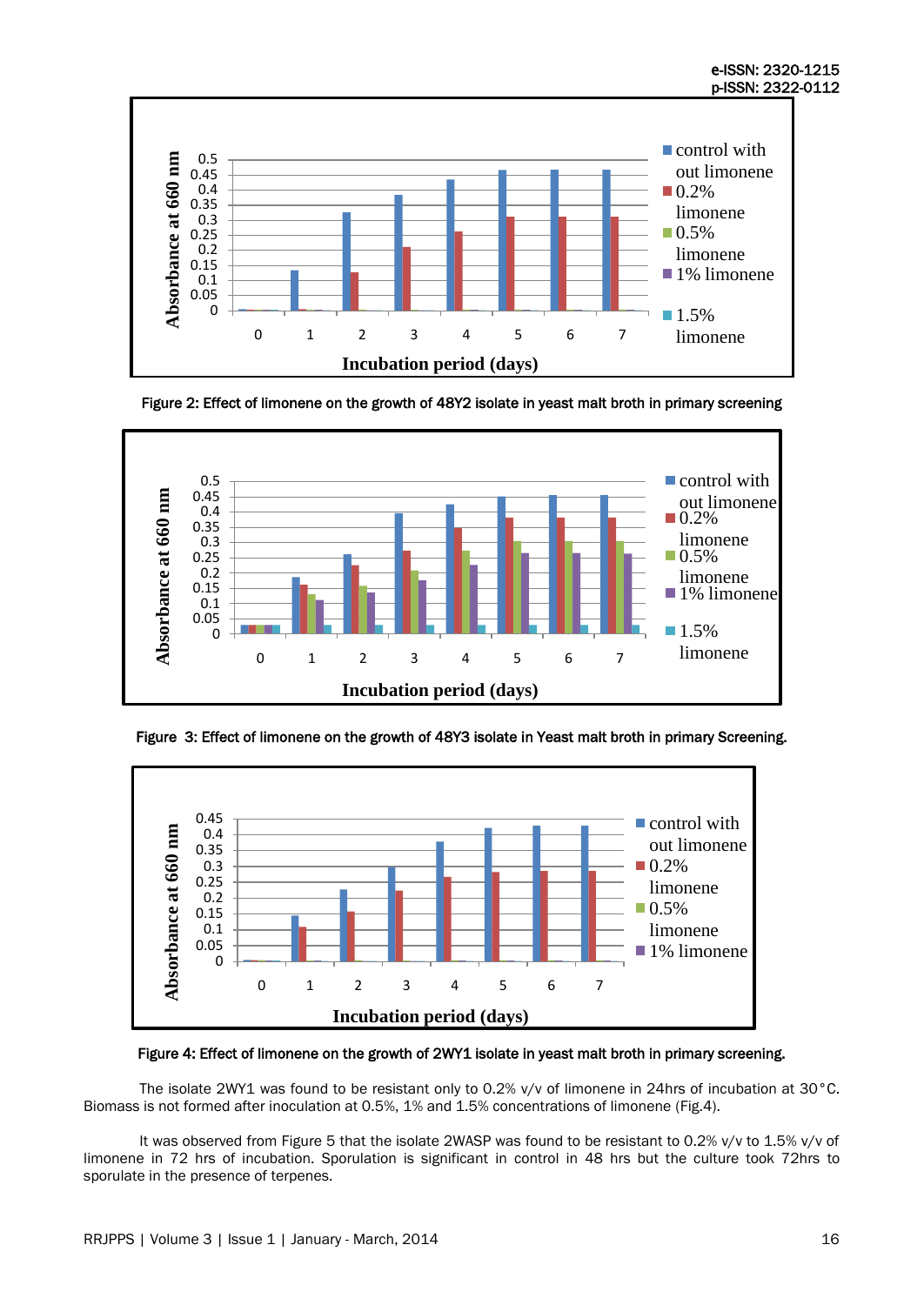Figure 2: Effect of limonene on the growth of 48Y2 isolate in yeast malt broth in primary screening

Figure 3: Effect of limonene on the growth of 48Y3 isolate in Yeast malt broth in primary Screening.

Figure 4: Effect of limonene on the growth of 2WY1 isolate in yeast malt broth in primary screening.

The isolate 2WY1 was found to be resistant only to 0.2% v/v of limonene in 24hrs of incubation at 30°C. Biomass is not formed after inoculation at 0.5%, 1% and 1.5% concentrations of limonene (Fig.4).

It was observed from Figure 5 that the isolate 2WASP was found to be resistant to 0.2% v/v to 1.5% v/v of limonene in 72 hrs of incubation. Sporulation is significant in control in 48 hrs but the culture took 72hrs to sporulate in the presence of terpenes.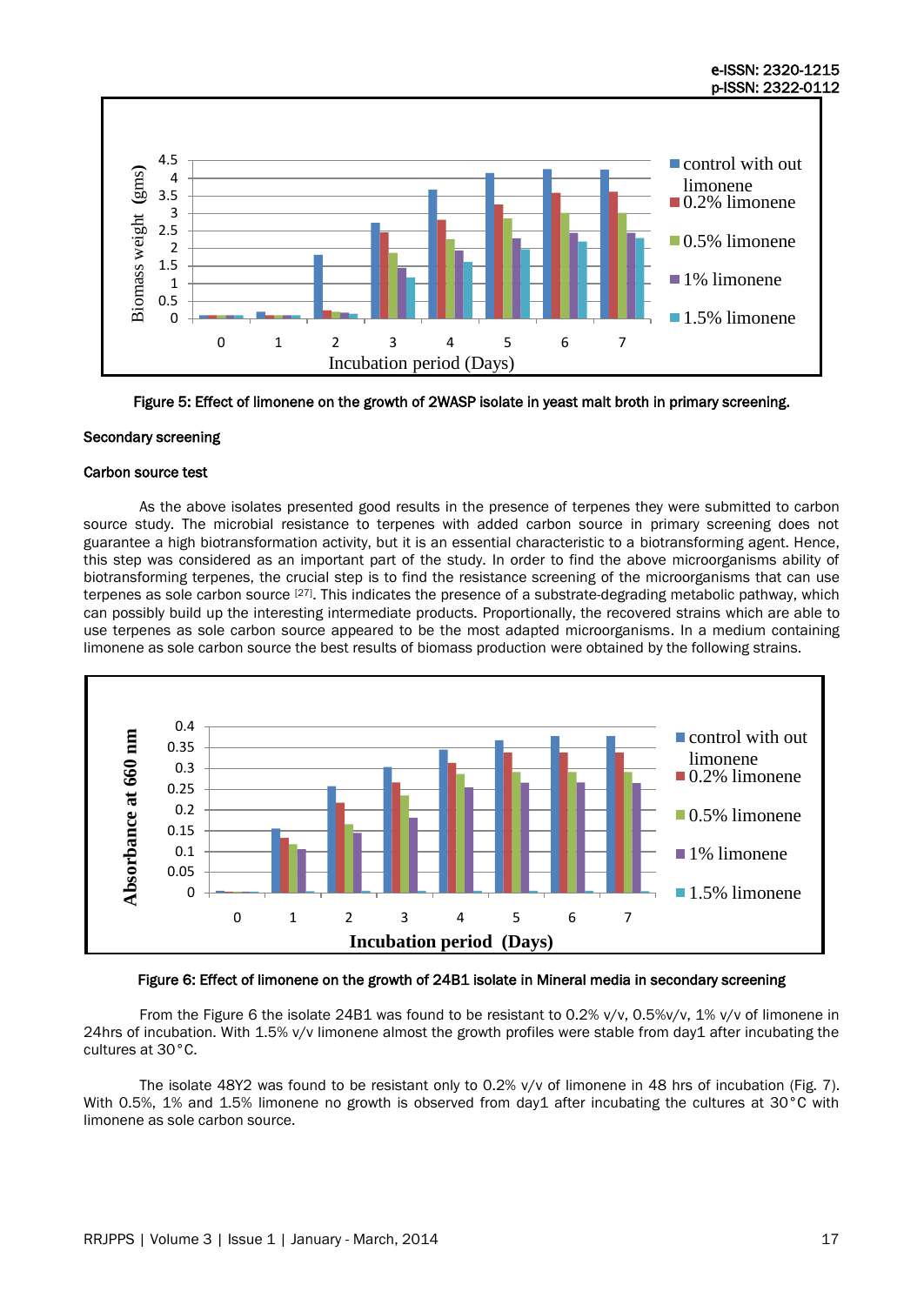Figure 5: Effect of limonene on the growth of 2WASP isolate in yeast malt broth in primary screening.

**Secondary screening**

**Carbon source test**

As the above isolates presented good results in the presence of terpenes they were submitted to carbon source study. The microbial resistance to terpenes with added carbon source in primary screening does not guarantee a high biotransformation activity, but it is an essential characteristic to a biotransforming agent. Hence, this step was considered as an important part of the study. In order to find the above microorganisms ability of biotransforming terpenes, the crucial step is to find the resistance screening of the microorganisms that can use terpenes as sole carbon source [27]. This indicates the presence of a substrate-degrading metabolic pathway, which can possibly build up the interesting intermediate products. Proportionally, the recovered strains which are able to use terpenes as sole carbon source appeared to be the most adapted microorganisms. In a medium containing limonene as sole carbon source the best results of biomass production were obtained by the following strains.

Figure 6: Effect of limonene on the growth of 24B1 isolate in Mineral media in secondary screening

From the Figure 6 the isolate 24B1 was found to be resistant to 0.2% v/v, 0.5%v/v, 1% v/v of limonene in 24hrs of incubation. With 1.5% v/v limonene almost the growth profiles were stable from day1 after incubating the cultures at 30°C.

The isolate 48Y2 was found to be resistant only to 0.2% v/v of limonene in 48 hrs of incubation (Fig. 7). With 0.5%, 1% and 1.5% limonene no growth is observed from day1 after incubating the cultures at 30°C with limonene as sole carbon source.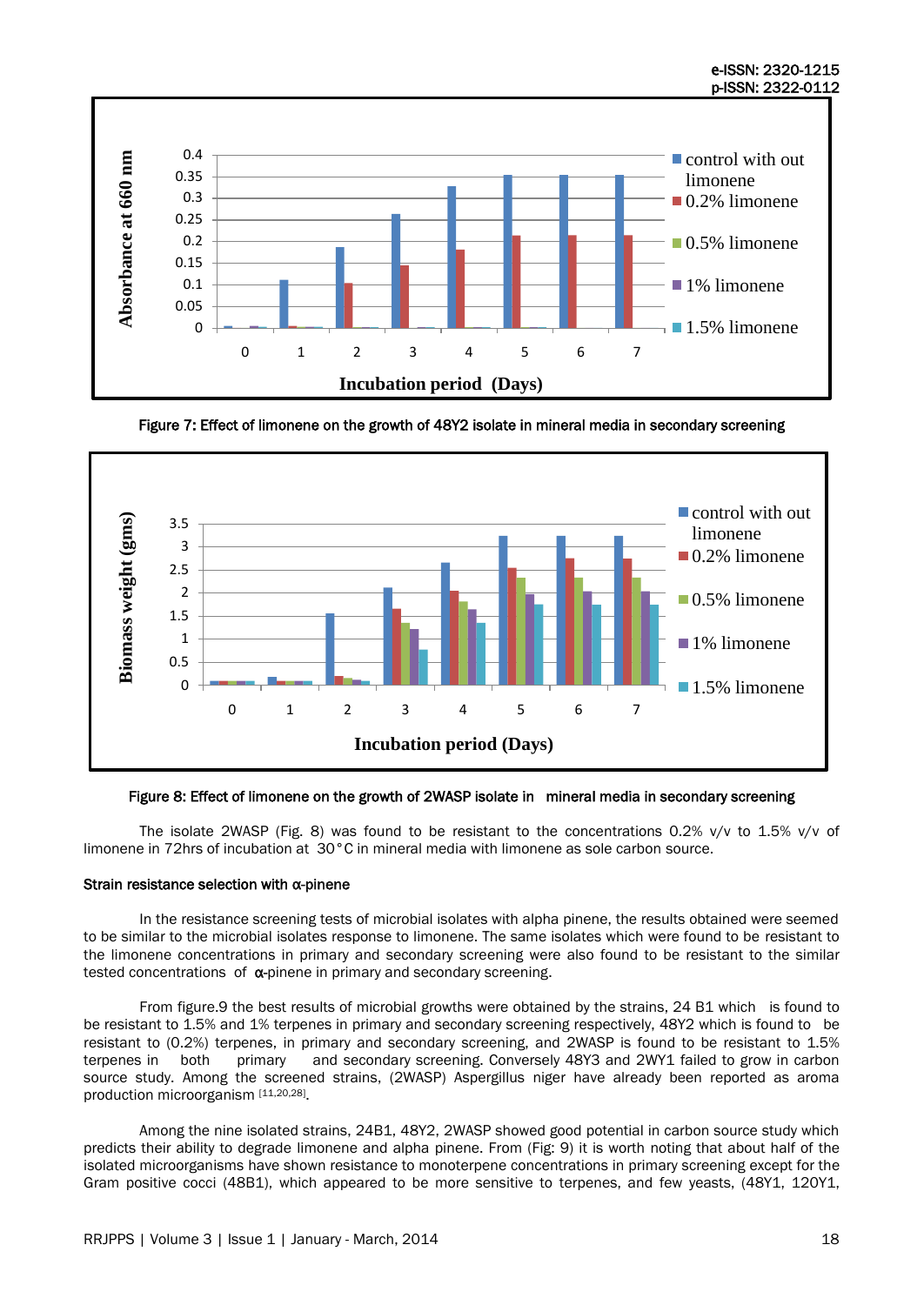Figure 7: Effect of limonene on the growth of 48Y2 isolate in mineral media in secondary screening

Figure 8: Effect of limonene on the growth of 2WASP isolate in mineral media in secondary screening

The isolate 2WASP (Fig. 8) was found to be resistant to the concentrations 0.2% v/v to 1.5% v/v of limonene in 72hrs of incubation at 30°C in mineral media with limonene as sole carbon source.

**Strain resistance selection with α-pinene**

In the resistance screening tests of microbial isolates with alpha pinene, the results obtained were seemed to be similar to the microbial isolates response to limonene. The same isolates which were found to be resistant to the limonene concentrations in primary and secondary screening were also found to be resistant to the similar tested concentrations of α-pinene in primary and secondary screening.

From figure.9 the best results of microbial growths were obtained by the strains, 24 B1 which is found to be resistant to 1.5% and 1% terpenes in primary and secondary screening respectively, 48Y2 which is found to be resistant to (0.2%) terpenes, in primary and secondary screening, and 2WASP is found to be resistant to 1.5% terpenes in both primary and secondary screening. Conversely 48Y3 and 2WY1 failed to grow in carbon source study. Among the screened strains, (2WASP) Aspergillus niger have already been reported as aroma production microorganism [11,20,28].

Among the nine isolated strains, 24B1, 48Y2, 2WASP showed good potential in carbon source study which predicts their ability to degrade limonene and alpha pinene. From (Fig: 9) it is worth noting that about half of the isolated microorganisms have shown resistance to monoterpene concentrations in primary screening except for the Gram positive cocci (48B1), which appeared to be more sensitive to terpenes, and few yeasts, (48Y1, 120Y1,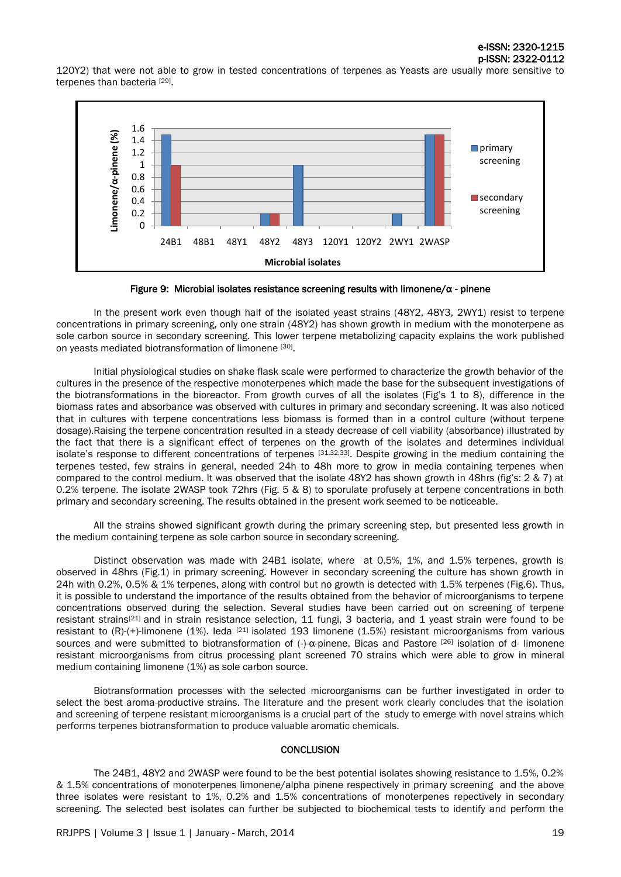120Y2) that were not able to grow in tested concentrations of terpenes as Yeasts are usually more sensitive to terpenes than bacteria [29].

Figure 9: Microbial isolates resistance screening results with limonene/α - pinene

In the present work even though half of the isolated yeast strains (48Y2, 48Y3, 2WY1) resist to terpene concentrations in primary screening, only one strain (48Y2) has shown growth in medium with the monoterpene as sole carbon source in secondary screening. This lower terpene metabolizing capacity explains the work published on yeasts mediated biotransformation of limonene [30].

Initial physiological studies on shake flask scale were performed to characterize the growth behavior of the cultures in the presence of the respective monoterpenes which made the base for the subsequent investigations of the biotransformations in the bioreactor. From growth curves of all the isolates (Fig's 1 to 8), difference in the biomass rates and absorbance was observed with cultures in primary and secondary screening. It was also noticed that in cultures with terpene concentrations less biomass is formed than in a control culture (without terpene dosage).Raising the terpene concentration resulted in a steady decrease of cell viability (absorbance) illustrated by the fact that there is a significant effect of terpenes on the growth of the isolates and determines individual isolate's response to different concentrations of terpenes [31,32,33]. Despite growing in the medium containing the terpenes tested, few strains in general, needed 24h to 48h more to grow in media containing terpenes when compared to the control medium. It was observed that the isolate 48Y2 has shown growth in 48hrs (fig's: 2 & 7) at 0.2% terpene. The isolate 2WASP took 72hrs (Fig. 5 & 8) to sporulate profusely at terpene concentrations in both primary and secondary screening. The results obtained in the present work seemed to be noticeable.

All the strains showed significant growth during the primary screening step, but presented less growth in the medium containing terpene as sole carbon source in secondary screening.

Distinct observation was made with 24B1 isolate, where at 0.5%, 1%, and 1.5% terpenes, growth is observed in 48hrs (Fig.1) in primary screening. However in secondary screening the culture has shown growth in 24h with 0.2%, 0.5% & 1% terpenes, along with control but no growth is detected with 1.5% terpenes (Fig.6). Thus, it is possible to understand the importance of the results obtained from the behavior of microorganisms to terpene concentrations observed during the selection. Several studies have been carried out on screening of terpene resistant strains[21] and in strain resistance selection, 11 fungi, 3 bacteria, and 1 yeast strain were found to be resistant to (R)-(+)-limonene (1%). Ieda [21] isolated 193 limonene (1.5%) resistant microorganisms from various sources and were submitted to biotransformation of (-)-α-pinene. Bicas and Pastore [26] isolation of d- limonene resistant microorganisms from citrus processing plant screened 70 strains which were able to grow in mineral medium containing limonene (1%) as sole carbon source.

Biotransformation processes with the selected microorganisms can be further investigated in order to select the best aroma-productive strains. The literature and the present work clearly concludes that the isolation and screening of terpene resistant microorganisms is a crucial part of the study to emerge with novel strains which performs terpenes biotransformation to produce valuable aromatic chemicals.

## CONCLUSION

The 24B1, 48Y2 and 2WASP were found to be the best potential isolates showing resistance to 1.5%, 0.2% & 1.5% concentrations of monoterpenes limonene/alpha pinene respectively in primary screening and the above three isolates were resistant to 1%, 0.2% and 1.5% concentrations of monoterpenes repectively in secondary screening. The selected best isolates can further be subjected to biochemical tests to identify and perform the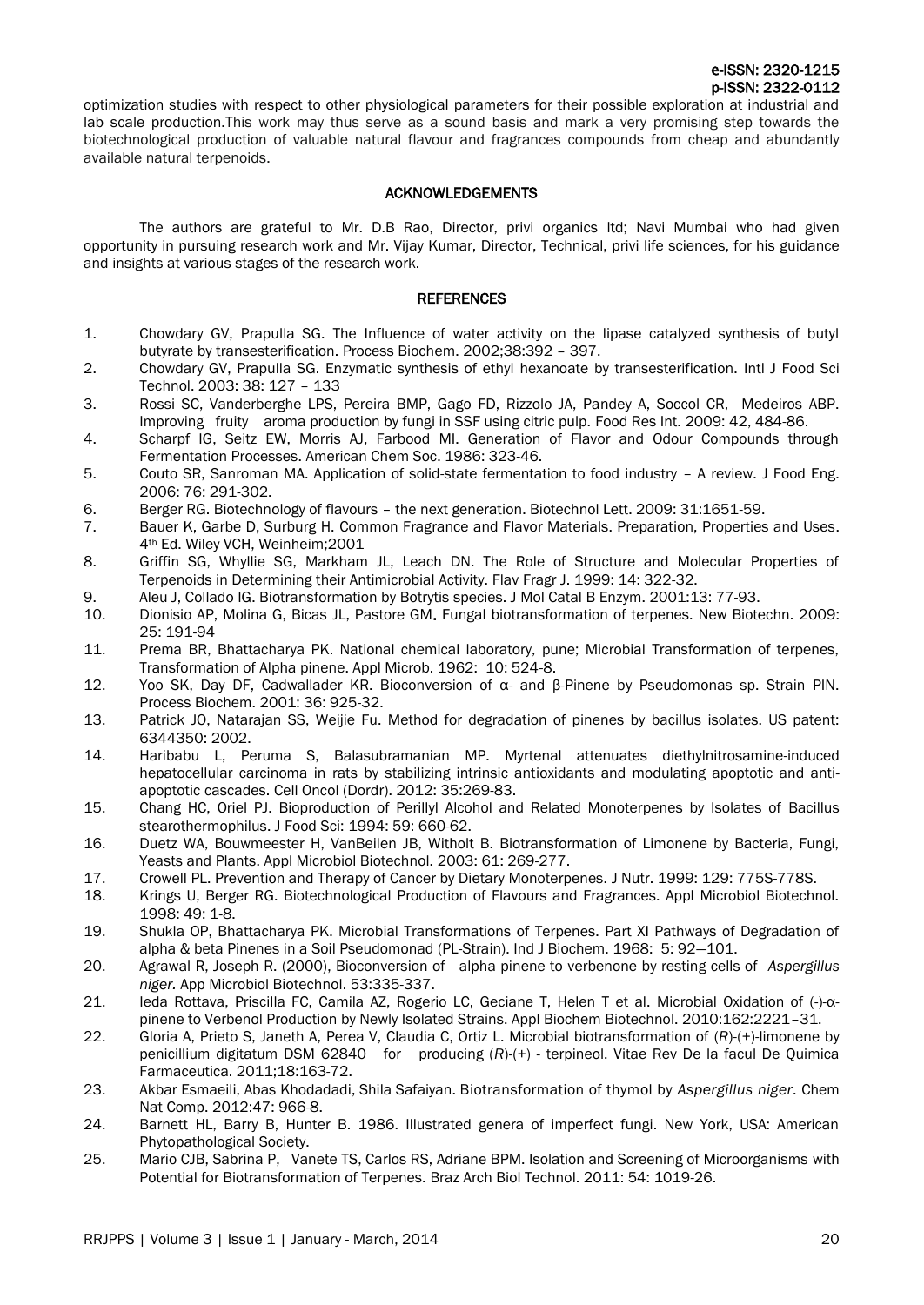optimization studies with respect to other physiological parameters for their possible exploration at industrial and lab scale production.This work may thus serve as a sound basis and mark a very promising step towards the biotechnological production of valuable natural flavour and fragrances compounds from cheap and abundantly available natural terpenoids.

## ACKNOWLEDGEMENTS

The authors are grateful to Mr. D.B Rao, Director, privi organics ltd; Navi Mumbai who had given opportunity in pursuing research work and Mr. Vijay Kumar, Director, Technical, privi life sciences, for his guidance and insights at various stages of the research work.

## REFERENCES

1. Chowdary GV, Prapulla SG. The Influence of water activity on the lipase catalyzed synthesis of butyl butyrate by transesterification. Process Biochem. 2002;38:392 – 397.
2. Chowdary GV, Prapulla SG. Enzymatic synthesis of ethyl hexanoate by transesterification. Intl J Food Sci Technol. 2003: 38: 127 – 133
3. Rossi SC, Vanderberghe LPS, Pereira BMP, Gago FD, Rizzolo JA, Pandey A, Soccol CR, Medeiros ABP. Improving fruity aroma production by fungi in SSF using citric pulp. Food Res Int. 2009: 42, 484-86.
4. Scharpf IG, Seitz EW, Morris AJ, Farbood MI. Generation of Flavor and Odour Compounds through Fermentation Processes. American Chem Soc. 1986: 323-46.
5. Couto SR, Sanroman MA. Application of solid-state fermentation to food industry – A review. J Food Eng. 2006: 76: 291-302.
6. Berger RG. Biotechnology of flavours – the next generation. Biotechnol Lett. 2009: 31:1651-59.
7. Bauer K, Garbe D, Surburg H. Common Fragrance and Flavor Materials. Preparation, Properties and Uses. 4th Ed. Wiley VCH, Weinheim;2001
8. Griffin SG, Whyllie SG, Markham JL, Leach DN. The Role of Structure and Molecular Properties of Terpenoids in Determining their Antimicrobial Activity. Flav Fragr J. 1999: 14: 322-32.
9. Aleu J, Collado IG. Biotransformation by Botrytis species. J Mol Catal B Enzym. 2001:13: 77-93.
10. Dionisio AP, Molina G, Bicas JL, Pastore GM. Fungal biotransformation of terpenes. New Biotechn. 2009: 25: 191-94
11. Prema BR, Bhattacharya PK. National chemical laboratory, pune; Microbial Transformation of terpenes, Transformation of Alpha pinene. Appl Microb. 1962: 10: 524-8.
12. Yoo SK, Day DF, Cadwallader KR. Bioconversion of α- and β-Pinene by Pseudomonas sp. Strain PIN. Process Biochem. 2001: 36: 925-32.
13. Patrick JO, Natarajan SS, Weijie Fu. Method for degradation of pinenes by bacillus isolates. US patent: 6344350: 2002.
14. Haribabu L, Peruma S, Balasubramanian MP. Myrtenal attenuates diethylnitrosamine-induced hepatocellular carcinoma in rats by stabilizing intrinsic antioxidants and modulating apoptotic and anti-apoptotic cascades. Cell Oncol (Dordr). 2012: 35:269-83.
15. Chang HC, Oriel PJ. Bioproduction of Perillyl Alcohol and Related Monoterpenes by Isolates of Bacillus stearothermophilus. J Food Sci: 1994: 59: 660-62.
16. Duetz WA, Bouwmeester H, VanBeilen JB, Witholt B. Biotransformation of Limonene by Bacteria, Fungi, Yeasts and Plants. Appl Microbiol Biotechnol. 2003: 61: 269-277.
17. Crowell PL. Prevention and Therapy of Cancer by Dietary Monoterpenes. J Nutr. 1999: 129: 775S-778S.
18. Krings U, Berger RG. Biotechnological Production of Flavours and Fragrances. Appl Microbiol Biotechnol. 1998: 49: 1-8.
19. Shukla OP, Bhattacharya PK. Microbial Transformations of Terpenes. Part XI Pathways of Degradation of alpha & beta Pinenes in a Soil Pseudomonad (PL-Strain). Ind J Biochem. 1968: 5: 92—101.
20. Agrawal R, Joseph R. (2000), Bioconversion of alpha pinene to verbenone by resting cells of *Aspergillus niger*. App Microbiol Biotechnol. 53:335-337.
21. Ieda Rottava, Priscilla FC, Camila AZ, Rogerio LC, Geciane T, Helen T et al. Microbial Oxidation of (-)-α-pinene to Verbenol Production by Newly Isolated Strains. Appl Biochem Biotechnol. 2010:162:2221–31.
22. Gloria A, Prieto S, Janeth A, Perea V, Claudia C, Ortiz L. Microbial biotransformation of (*R*)-(+)-limonene by penicillium digitatum DSM 62840 for producing (*R*)-(+) - terpineol. Vitae Rev De la facul De Quimica Farmaceutica. 2011;18:163-72.
23. Akbar Esmaeili, Abas Khodadadi, Shila Safaiyan. Biotransformation of thymol by *Aspergillus niger*. Chem Nat Comp. 2012:47: 966-8.
24. Barnett HL, Barry B, Hunter B. 1986. Illustrated genera of imperfect fungi. New York, USA: American Phytopathological Society.
25. Mario CJB, Sabrina P, Vanete TS, Carlos RS, Adriane BPM. Isolation and Screening of Microorganisms with Potential for Biotransformation of Terpenes. Braz Arch Biol Technol. 2011: 54: 1019-26.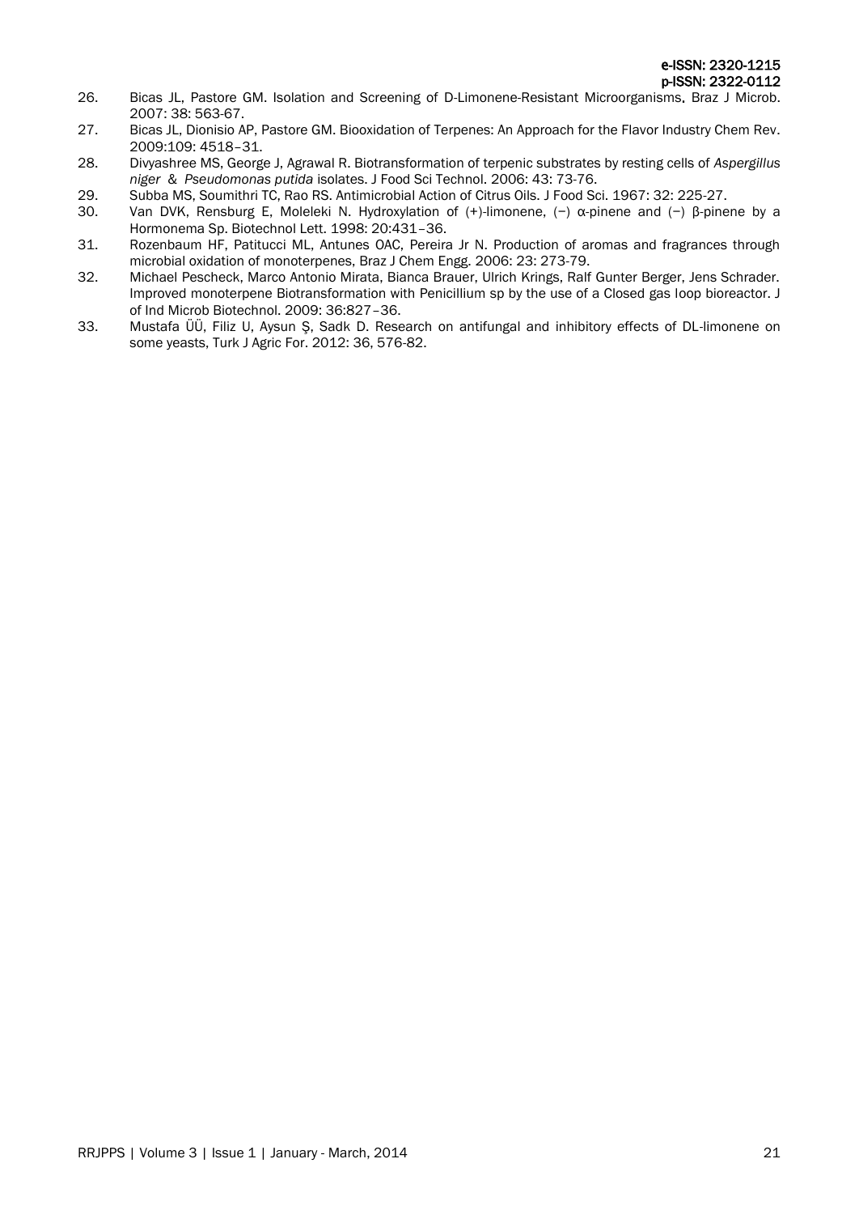26. Bicas JL, Pastore GM. Isolation and Screening of D-Limonene-Resistant Microorganisms. Braz J Microb. 2007: 38: 563-67.
27. Bicas JL, Dionisio AP, Pastore GM. Biooxidation of Terpenes: An Approach for the Flavor Industry Chem Rev. 2009:109: 4518–31.
28. Divyashree MS, George J, Agrawal R. Biotransformation of terpenic substrates by resting cells of *Aspergillus niger* & *Pseudomonas putida* isolates. J Food Sci Technol. 2006: 43: 73-76.
29. Subba MS, Soumithri TC, Rao RS. Antimicrobial Action of Citrus Oils. J Food Sci. 1967: 32: 225-27.
30. Van DVK, Rensburg E, Moleleki N. Hydroxylation of (+)-limonene, (−) α-pinene and (−) β-pinene by a Hormonema Sp. Biotechnol Lett. 1998: 20:431–36.
31. Rozenbaum HF, Patitucci ML, Antunes OAC, Pereira Jr N. Production of aromas and fragrances through microbial oxidation of monoterpenes, Braz J Chem Engg. 2006: 23: 273-79.
32. Michael Pescheck, Marco Antonio Mirata, Bianca Brauer, Ulrich Krings, Ralf Gunter Berger, Jens Schrader. Improved monoterpene Biotransformation with Penicillium sp by the use of a Closed gas loop bioreactor. J of Ind Microb Biotechnol. 2009: 36:827–36.
33. Mustafa ÜÜ, Filiz U, Aysun Ş, Sadk D. Research on antifungal and inhibitory effects of DL-limonene on some yeasts, Turk J Agric For. 2012: 36, 576-82.